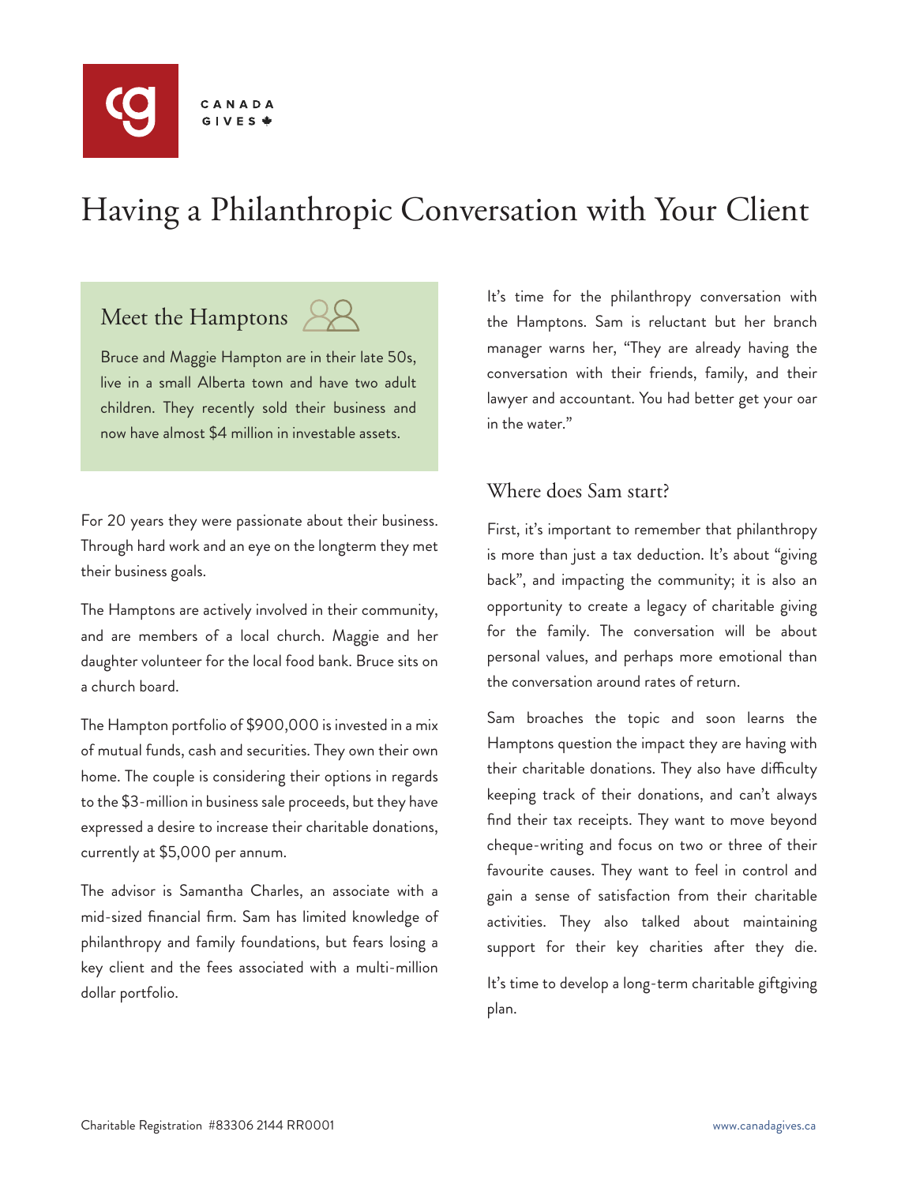# Having a Philanthropic Conversation with Your Client

## Meet the Hamptons

Bruce and Maggie Hampton are in their late 50s, live in a small Alberta town and have two adult children. They recently sold their business and now have almost $4 million in investable assets.

For 20 years they were passionate about their business. Through hard work and an eye on the longterm they met their business goals.

The Hamptons are actively involved in their community, and are members of a local church. Maggie and her daughter volunteer for the local food bank. Bruce sits on a church board.

The Hampton portfolio of $900,000 is invested in a mix of mutual funds, cash and securities. They own their own home. The couple is considering their options in regards to the $3-million in business sale proceeds, but they have expressed a desire to increase their charitable donations, currently at $5,000 per annum.

The advisor is Samantha Charles, an associate with a mid-sized financial firm. Sam has limited knowledge of philanthropy and family foundations, but fears losing a key client and the fees associated with a multi-million dollar portfolio.

It's time for the philanthropy conversation with the Hamptons. Sam is reluctant but her branch manager warns her, "They are already having the conversation with their friends, family, and their lawyer and accountant. You had better get your oar in the water."

## Where does Sam start?

First, it's important to remember that philanthropy is more than just a tax deduction. It's about "giving back", and impacting the community; it is also an opportunity to create a legacy of charitable giving for the family. The conversation will be about personal values, and perhaps more emotional than the conversation around rates of return.

Sam broaches the topic and soon learns the Hamptons question the impact they are having with their charitable donations. They also have difficulty keeping track of their donations, and can't always find their tax receipts. They want to move beyond cheque-writing and focus on two or three of their favourite causes. They want to feel in control and gain a sense of satisfaction from their charitable activities. They also talked about maintaining support for their key charities after they die.

It's time to develop a long-term charitable giftgiving plan.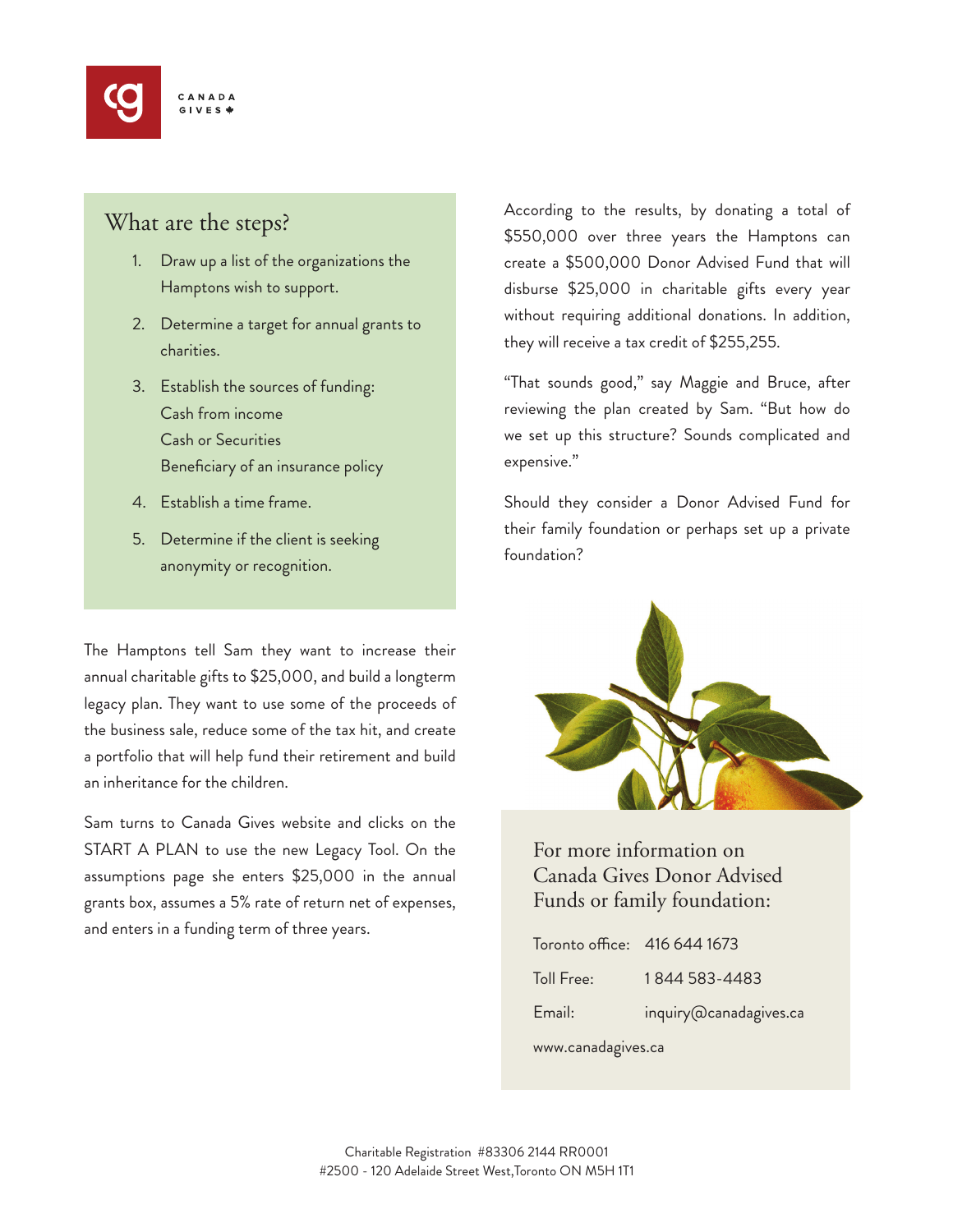## What are the steps?

1. Draw up a list of the organizations the Hamptons wish to support.
2. Determine a target for annual grants to charities.
3. Establish the sources of funding:
   Cash from income
   Cash or Securities
   Beneficiary of an insurance policy
4. Establish a time frame.
5. Determine if the client is seeking anonymity or recognition.

The Hamptons tell Sam they want to increase their annual charitable gifts to $25,000, and build a longterm legacy plan. They want to use some of the proceeds of the business sale, reduce some of the tax hit, and create a portfolio that will help fund their retirement and build an inheritance for the children.

Sam turns to Canada Gives website and clicks on the START A PLAN to use the new Legacy Tool. On the assumptions page she enters $25,000 in the annual grants box, assumes a 5% rate of return net of expenses, and enters in a funding term of three years.

According to the results, by donating a total of $550,000 over three years the Hamptons can create a $500,000 Donor Advised Fund that will disburse $25,000 in charitable gifts every year without requiring additional donations. In addition, they will receive a tax credit of $255,255.

"That sounds good," say Maggie and Bruce, after reviewing the plan created by Sam. "But how do we set up this structure? Sounds complicated and expensive."

Should they consider a Donor Advised Fund for their family foundation or perhaps set up a private foundation?

### For more information on Canada Gives Donor Advised Funds or family foundation:

Toronto office: 416 644 1673

Toll Free: 1 844 583-4483

Email: inquiry@canadagives.ca

www.canadagives.ca

Charitable Registration #83306 2144 RR0001
#2500 - 120 Adelaide Street West,Toronto ON M5H 1T1